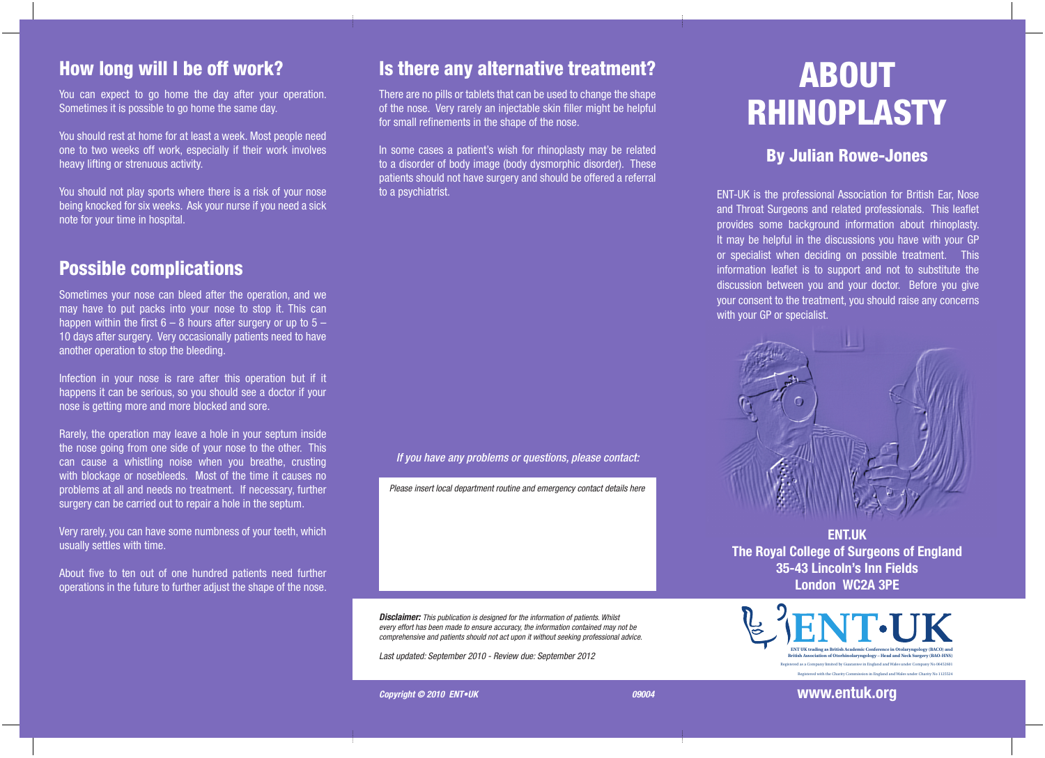# ABOUT RHINOPLASTY

## By Julian Rowe-Jones

ENT-UK is the professional Association for British Ear, Nose and Throat Surgeons and related professionals. This leaflet provides some background information about rhinoplasty. It may be helpful in the discussions you have with your GP or specialist when deciding on possible treatment. This information leaflet is to support and not to substitute the discussion between you and your doctor. Before you give your consent to the treatment, you should raise any concerns with your GP or specialist.

**ENT.UK**
**The Royal College of Surgeons of England**
**35-43 Lincoln's Inn Fields**
**London WC2A 3PE**

ENT·UK

ENT UK trading as British Academic Conference in Otolaryngology (BACO) and British Association of Otorhinolaryngology – Head and Neck Surgery (BAO-HNS)

Registered as a Company limited by Guarantee in England and Wales under Company No 06452601

Registered with the Charity Commission in England and Wales under Charity No 1125524

**www.entuk.org**

## How long will I be off work?

You can expect to go home the day after your operation. Sometimes it is possible to go home the same day.

You should rest at home for at least a week. Most people need one to two weeks off work, especially if their work involves heavy lifting or strenuous activity.

You should not play sports where there is a risk of your nose being knocked for six weeks. Ask your nurse if you need a sick note for your time in hospital.

## Possible complications

Sometimes your nose can bleed after the operation, and we may have to put packs into your nose to stop it. This can happen within the first 6 – 8 hours after surgery or up to 5 – 10 days after surgery. Very occasionally patients need to have another operation to stop the bleeding.

Infection in your nose is rare after this operation but if it happens it can be serious, so you should see a doctor if your nose is getting more and more blocked and sore.

Rarely, the operation may leave a hole in your septum inside the nose going from one side of your nose to the other. This can cause a whistling noise when you breathe, crusting with blockage or nosebleeds. Most of the time it causes no problems at all and needs no treatment. If necessary, further surgery can be carried out to repair a hole in the septum.

Very rarely, you can have some numbness of your teeth, which usually settles with time.

About five to ten out of one hundred patients need further operations in the future to further adjust the shape of the nose.

## Is there any alternative treatment?

There are no pills or tablets that can be used to change the shape of the nose. Very rarely an injectable skin filler might be helpful for small refinements in the shape of the nose.

In some cases a patient's wish for rhinoplasty may be related to a disorder of body image (body dysmorphic disorder). These patients should not have surgery and should be offered a referral to a psychiatrist.

*If you have any problems or questions, please contact:*

*Please insert local department routine and emergency contact details here*

***Disclaimer:*** *This publication is designed for the information of patients. Whilst every effort has been made to ensure accuracy, the information contained may not be comprehensive and patients should not act upon it without seeking professional advice.*

*Last updated: September 2010 - Review due: September 2012*

***Copyright © 2010 ENT•UK*** ***09004***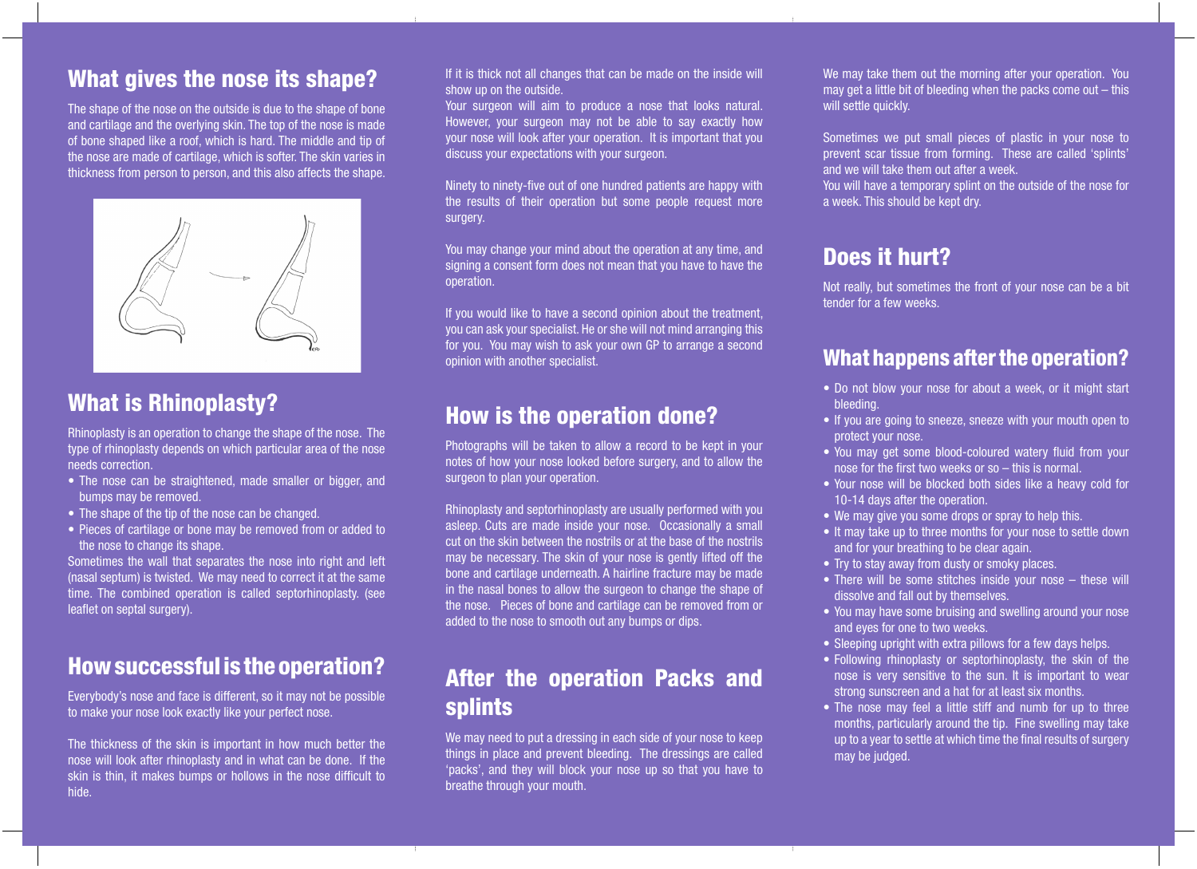## What gives the nose its shape?

The shape of the nose on the outside is due to the shape of bone and cartilage and the overlying skin. The top of the nose is made of bone shaped like a roof, which is hard. The middle and tip of the nose are made of cartilage, which is softer. The skin varies in thickness from person to person, and this also affects the shape.

## What is Rhinoplasty?

Rhinoplasty is an operation to change the shape of the nose. The type of rhinoplasty depends on which particular area of the nose needs correction.

- The nose can be straightened, made smaller or bigger, and bumps may be removed.
- The shape of the tip of the nose can be changed.
- Pieces of cartilage or bone may be removed from or added to the nose to change its shape.

Sometimes the wall that separates the nose into right and left (nasal septum) is twisted. We may need to correct it at the same time. The combined operation is called septorhinoplasty. (see leaflet on septal surgery).

## How successful is the operation?

Everybody's nose and face is different, so it may not be possible to make your nose look exactly like your perfect nose.

The thickness of the skin is important in how much better the nose will look after rhinoplasty and in what can be done. If the skin is thin, it makes bumps or hollows in the nose difficult to hide.

If it is thick not all changes that can be made on the inside will show up on the outside.

Your surgeon will aim to produce a nose that looks natural. However, your surgeon may not be able to say exactly how your nose will look after your operation. It is important that you discuss your expectations with your surgeon.

Ninety to ninety-five out of one hundred patients are happy with the results of their operation but some people request more surgery.

You may change your mind about the operation at any time, and signing a consent form does not mean that you have to have the operation.

If you would like to have a second opinion about the treatment, you can ask your specialist. He or she will not mind arranging this for you. You may wish to ask your own GP to arrange a second opinion with another specialist.

## How is the operation done?

Photographs will be taken to allow a record to be kept in your notes of how your nose looked before surgery, and to allow the surgeon to plan your operation.

Rhinoplasty and septorhinoplasty are usually performed with you asleep. Cuts are made inside your nose. Occasionally a small cut on the skin between the nostrils or at the base of the nostrils may be necessary. The skin of your nose is gently lifted off the bone and cartilage underneath. A hairline fracture may be made in the nasal bones to allow the surgeon to change the shape of the nose. Pieces of bone and cartilage can be removed from or added to the nose to smooth out any bumps or dips.

## After the operation Packs and splints

We may need to put a dressing in each side of your nose to keep things in place and prevent bleeding. The dressings are called 'packs', and they will block your nose up so that you have to breathe through your mouth.

We may take them out the morning after your operation. You may get a little bit of bleeding when the packs come out – this will settle quickly.

Sometimes we put small pieces of plastic in your nose to prevent scar tissue from forming. These are called 'splints' and we will take them out after a week.

You will have a temporary splint on the outside of the nose for a week. This should be kept dry.

## Does it hurt?

Not really, but sometimes the front of your nose can be a bit tender for a few weeks.

## What happens after the operation?

- Do not blow your nose for about a week, or it might start bleeding.
- If you are going to sneeze, sneeze with your mouth open to protect your nose.
- You may get some blood-coloured watery fluid from your nose for the first two weeks or so – this is normal.
- Your nose will be blocked both sides like a heavy cold for 10-14 days after the operation.
- We may give you some drops or spray to help this.
- It may take up to three months for your nose to settle down and for your breathing to be clear again.
- Try to stay away from dusty or smoky places.
- There will be some stitches inside your nose – these will dissolve and fall out by themselves.
- You may have some bruising and swelling around your nose and eyes for one to two weeks.
- Sleeping upright with extra pillows for a few days helps.
- Following rhinoplasty or septorhinoplasty, the skin of the nose is very sensitive to the sun. It is important to wear strong sunscreen and a hat for at least six months.
- The nose may feel a little stiff and numb for up to three months, particularly around the tip. Fine swelling may take up to a year to settle at which time the final results of surgery may be judged.